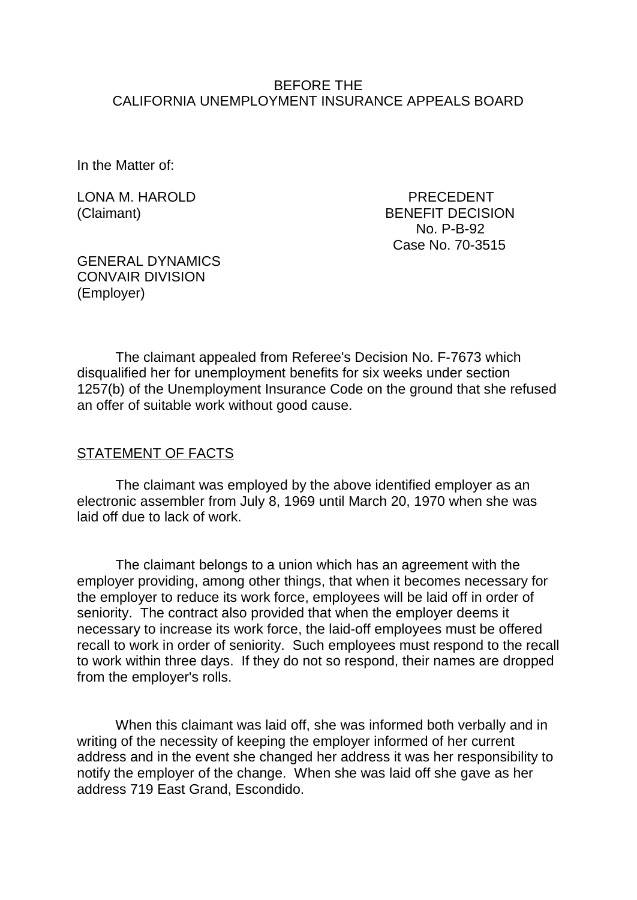BEFORE THE
CALIFORNIA UNEMPLOYMENT INSURANCE APPEALS BOARD

In the Matter of:

LONA M. HAROLD
(Claimant)

PRECEDENT
BENEFIT DECISION
No. P-B-92
Case No. 70-3515

GENERAL DYNAMICS
CONVAIR DIVISION
(Employer)

The claimant appealed from Referee's Decision No. F-7673 which disqualified her for unemployment benefits for six weeks under section 1257(b) of the Unemployment Insurance Code on the ground that she refused an offer of suitable work without good cause.

## STATEMENT OF FACTS

The claimant was employed by the above identified employer as an electronic assembler from July 8, 1969 until March 20, 1970 when she was laid off due to lack of work.

The claimant belongs to a union which has an agreement with the employer providing, among other things, that when it becomes necessary for the employer to reduce its work force, employees will be laid off in order of seniority. The contract also provided that when the employer deems it necessary to increase its work force, the laid-off employees must be offered recall to work in order of seniority. Such employees must respond to the recall to work within three days. If they do not so respond, their names are dropped from the employer's rolls.

When this claimant was laid off, she was informed both verbally and in writing of the necessity of keeping the employer informed of her current address and in the event she changed her address it was her responsibility to notify the employer of the change. When she was laid off she gave as her address 719 East Grand, Escondido.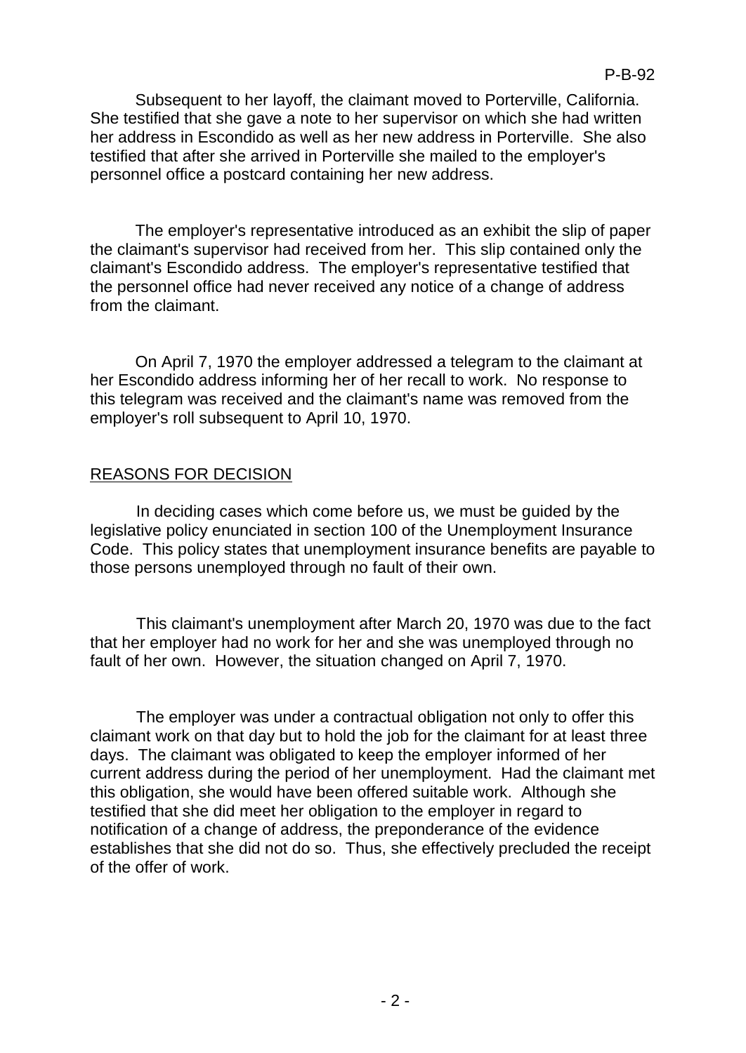Subsequent to her layoff, the claimant moved to Porterville, California. She testified that she gave a note to her supervisor on which she had written her address in Escondido as well as her new address in Porterville. She also testified that after she arrived in Porterville she mailed to the employer's personnel office a postcard containing her new address.

The employer's representative introduced as an exhibit the slip of paper the claimant's supervisor had received from her. This slip contained only the claimant's Escondido address. The employer's representative testified that the personnel office had never received any notice of a change of address from the claimant.

On April 7, 1970 the employer addressed a telegram to the claimant at her Escondido address informing her of her recall to work. No response to this telegram was received and the claimant's name was removed from the employer's roll subsequent to April 10, 1970.

## REASONS FOR DECISION

In deciding cases which come before us, we must be guided by the legislative policy enunciated in section 100 of the Unemployment Insurance Code. This policy states that unemployment insurance benefits are payable to those persons unemployed through no fault of their own.

This claimant's unemployment after March 20, 1970 was due to the fact that her employer had no work for her and she was unemployed through no fault of her own. However, the situation changed on April 7, 1970.

The employer was under a contractual obligation not only to offer this claimant work on that day but to hold the job for the claimant for at least three days. The claimant was obligated to keep the employer informed of her current address during the period of her unemployment. Had the claimant met this obligation, she would have been offered suitable work. Although she testified that she did meet her obligation to the employer in regard to notification of a change of address, the preponderance of the evidence establishes that she did not do so. Thus, she effectively precluded the receipt of the offer of work.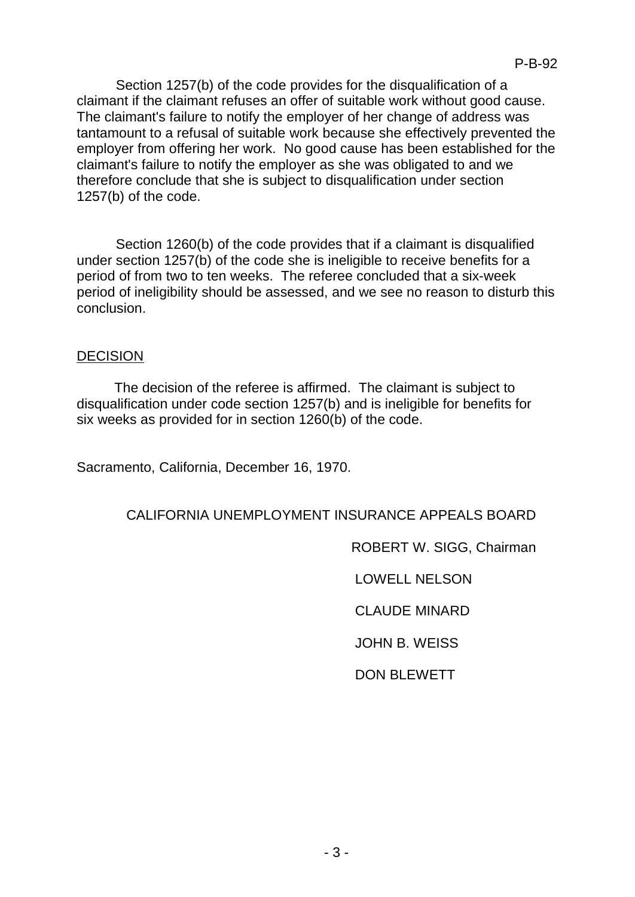Section 1257(b) of the code provides for the disqualification of a claimant if the claimant refuses an offer of suitable work without good cause. The claimant's failure to notify the employer of her change of address was tantamount to a refusal of suitable work because she effectively prevented the employer from offering her work. No good cause has been established for the claimant's failure to notify the employer as she was obligated to and we therefore conclude that she is subject to disqualification under section 1257(b) of the code.

Section 1260(b) of the code provides that if a claimant is disqualified under section 1257(b) of the code she is ineligible to receive benefits for a period of from two to ten weeks. The referee concluded that a six-week period of ineligibility should be assessed, and we see no reason to disturb this conclusion.

## DECISION

The decision of the referee is affirmed. The claimant is subject to disqualification under code section 1257(b) and is ineligible for benefits for six weeks as provided for in section 1260(b) of the code.

Sacramento, California, December 16, 1970.

CALIFORNIA UNEMPLOYMENT INSURANCE APPEALS BOARD

ROBERT W. SIGG, Chairman

LOWELL NELSON

CLAUDE MINARD

JOHN B. WEISS

DON BLEWETT